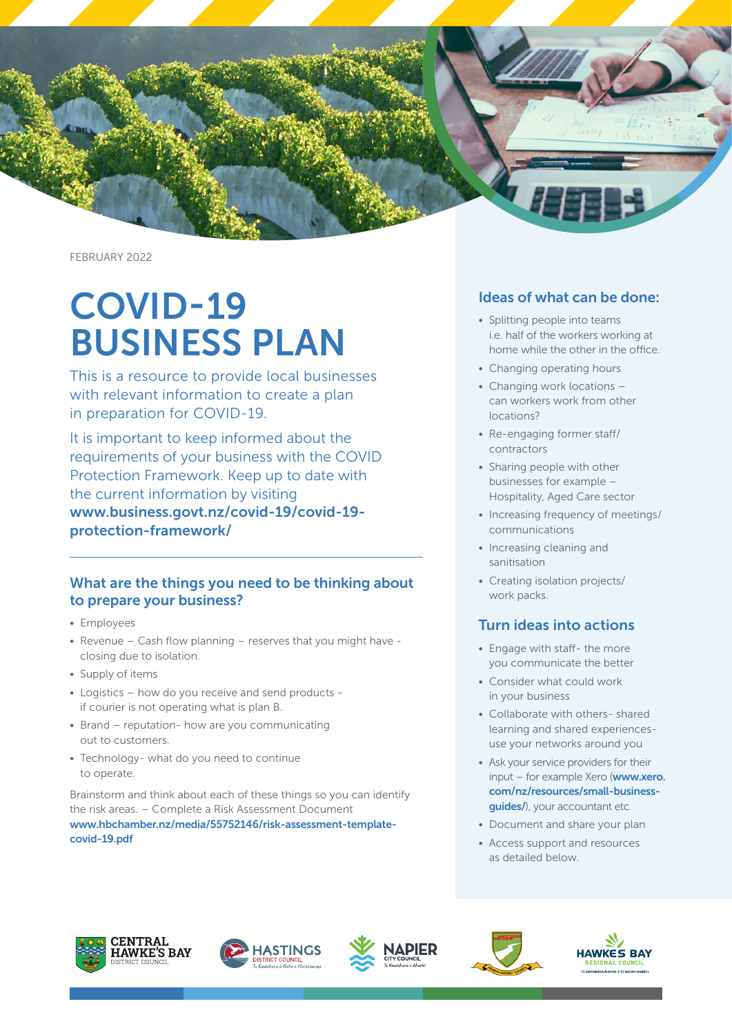FEBRUARY 2022

# COVID-19 BUSINESS PLAN

This is a resource to provide local businesses with relevant information to create a plan in preparation for COVID-19.

It is important to keep informed about the requirements of your business with the COVID Protection Framework. Keep up to date with the current information by visiting **www.business.govt.nz/covid-19/covid-19-protection-framework/**

## What are the things you need to be thinking about to prepare your business?

- Employees
- Revenue – Cash flow planning – reserves that you might have - closing due to isolation.
- Supply of items
- Logistics – how do you receive and send products - if courier is not operating what is plan B.
- Brand – reputation- how are you communicating out to customers.
- Technology- what do you need to continue to operate.

Brainstorm and think about each of these things so you can identify the risk areas. – Complete a Risk Assessment Document **www.hbchamber.nz/media/55752146/risk-assessment-template-covid-19.pdf**

## Ideas of what can be done:

- Splitting people into teams i.e. half of the workers working at home while the other in the office.
- Changing operating hours
- Changing work locations – can workers work from other locations?
- Re-engaging former staff/ contractors
- Sharing people with other businesses for example – Hospitality, Aged Care sector
- Increasing frequency of meetings/ communications
- Increasing cleaning and sanitisation
- Creating isolation projects/ work packs.

## Turn ideas into actions

- Engage with staff- the more you communicate the better
- Consider what could work in your business
- Collaborate with others- shared learning and shared experiences- use your networks around you
- Ask your service providers for their input – for example Xero (**www.xero.com/nz/resources/small-business-guides/**), your accountant etc
- Document and share your plan
- Access support and resources as detailed below.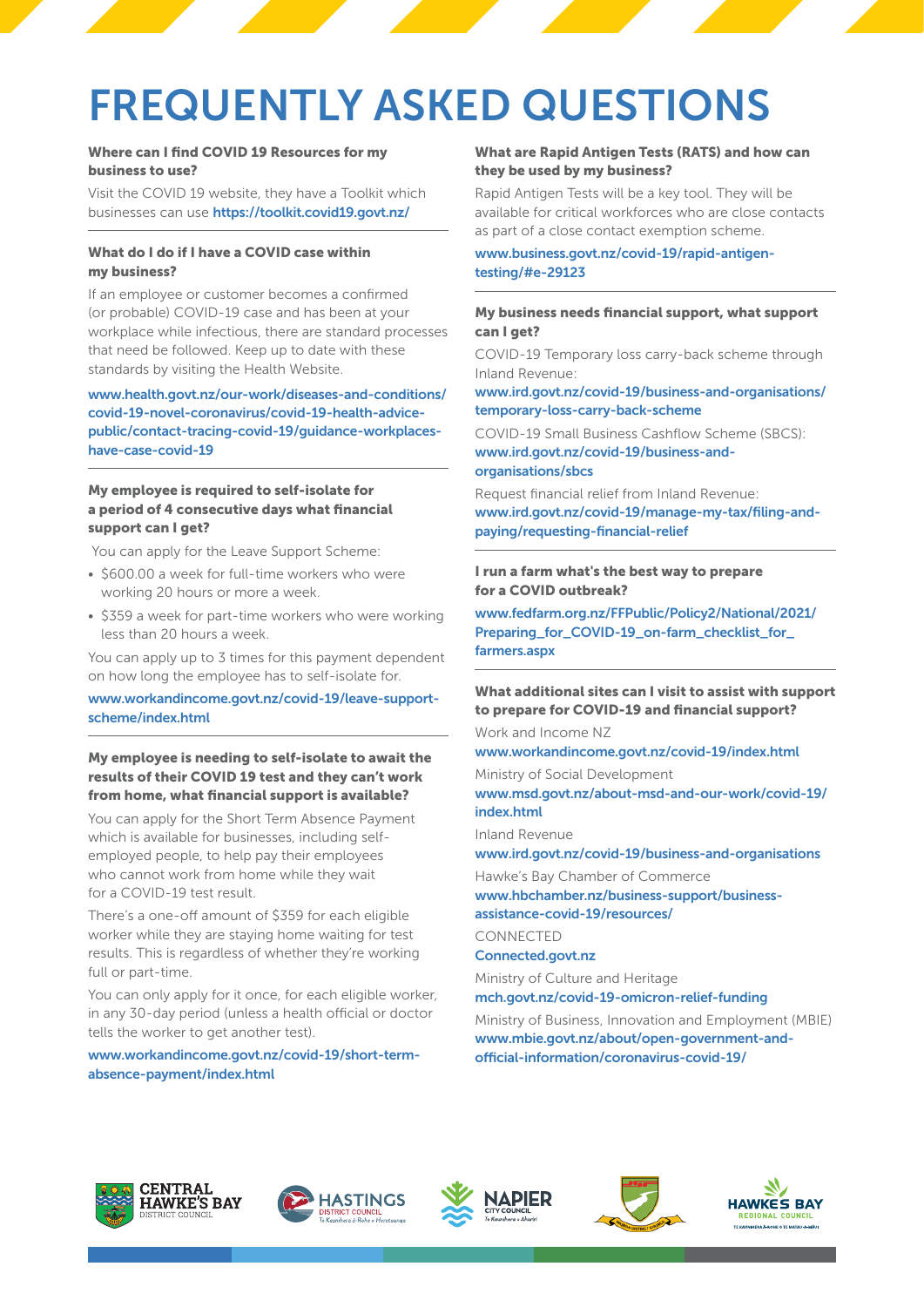# FREQUENTLY ASKED QUESTIONS

**Where can I find COVID 19 Resources for my business to use?**

Visit the COVID 19 website, they have a Toolkit which businesses can use **https://toolkit.covid19.govt.nz/**

**What do I do if I have a COVID case within my business?**

If an employee or customer becomes a confirmed (or probable) COVID-19 case and has been at your workplace while infectious, there are standard processes that need be followed. Keep up to date with these standards by visiting the Health Website.

**www.health.govt.nz/our-work/diseases-and-conditions/covid-19-novel-coronavirus/covid-19-health-advice-public/contact-tracing-covid-19/guidance-workplaces-have-case-covid-19**

**My employee is required to self-isolate for a period of 4 consecutive days what financial support can I get?**

You can apply for the Leave Support Scheme:

- $600.00 a week for full-time workers who were working 20 hours or more a week.
- $359 a week for part-time workers who were working less than 20 hours a week.

You can apply up to 3 times for this payment dependent on how long the employee has to self-isolate for.

**www.workandincome.govt.nz/covid-19/leave-support-scheme/index.html**

**My employee is needing to self-isolate to await the results of their COVID 19 test and they can't work from home, what financial support is available?**

You can apply for the Short Term Absence Payment which is available for businesses, including self-employed people, to help pay their employees who cannot work from home while they wait for a COVID-19 test result.

There's a one-off amount of $359 for each eligible worker while they are staying home waiting for test results. This is regardless of whether they're working full or part-time.

You can only apply for it once, for each eligible worker, in any 30-day period (unless a health official or doctor tells the worker to get another test).

**www.workandincome.govt.nz/covid-19/short-term-absence-payment/index.html**

**What are Rapid Antigen Tests (RATS) and how can they be used by my business?**

Rapid Antigen Tests will be a key tool. They will be available for critical workforces who are close contacts as part of a close contact exemption scheme.

**www.business.govt.nz/covid-19/rapid-antigen-testing/#e-29123**

**My business needs financial support, what support can I get?**

COVID-19 Temporary loss carry-back scheme through Inland Revenue:
**www.ird.govt.nz/covid-19/business-and-organisations/temporary-loss-carry-back-scheme**

COVID-19 Small Business Cashflow Scheme (SBCS):
**www.ird.govt.nz/covid-19/business-and-organisations/sbcs**

Request financial relief from Inland Revenue:
**www.ird.govt.nz/covid-19/manage-my-tax/filing-and-paying/requesting-financial-relief**

**I run a farm what's the best way to prepare for a COVID outbreak?**

**www.fedfarm.org.nz/FFPublic/Policy2/National/2021/Preparing_for_COVID-19_on-farm_checklist_for_farmers.aspx**

**What additional sites can I visit to assist with support to prepare for COVID-19 and financial support?**

Work and Income NZ
**www.workandincome.govt.nz/covid-19/index.html**

Ministry of Social Development
**www.msd.govt.nz/about-msd-and-our-work/covid-19/index.html**

Inland Revenue
**www.ird.govt.nz/covid-19/business-and-organisations**

Hawke's Bay Chamber of Commerce
**www.hbchamber.nz/business-support/business-assistance-covid-19/resources/**

CONNECTED
**Connected.govt.nz**

Ministry of Culture and Heritage
**mch.govt.nz/covid-19-omicron-relief-funding**

Ministry of Business, Innovation and Employment (MBIE)
**www.mbie.govt.nz/about/open-government-and-official-information/coronavirus-covid-19/**

CENTRAL HAWKE'S BAY DISTRICT COUNCIL | HASTINGS DISTRICT COUNCIL Te Kaunihera ā-Rohe o Heretaunga | NAPIER CITY COUNCIL Te Kaunihera o Ahuriri | WAIROA DISTRICT COUNCIL | HAWKE'S BAY REGIONAL COUNCIL